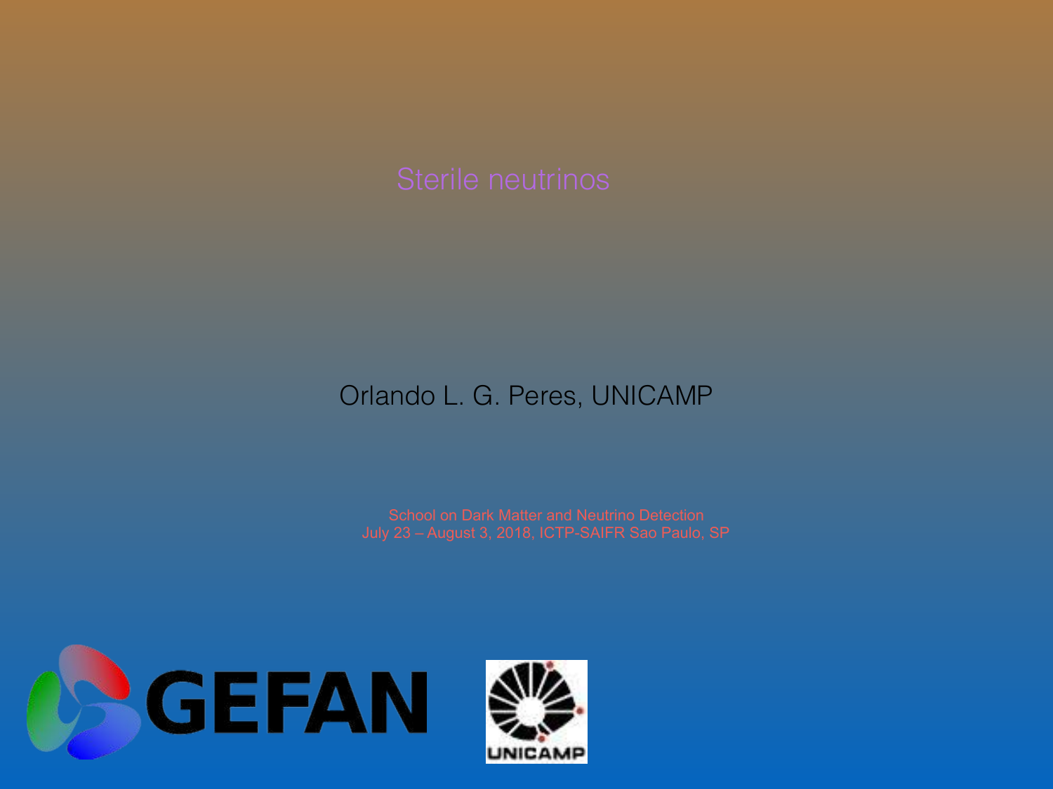# Sterile neutrinos

Orlando L. G. Peres, UNICAMP

School on Dark Matter and Neutrino Detection
July 23 – August 3, 2018, ICTP-SAIFR Sao Paulo, SP

GEFAN

UNICAMP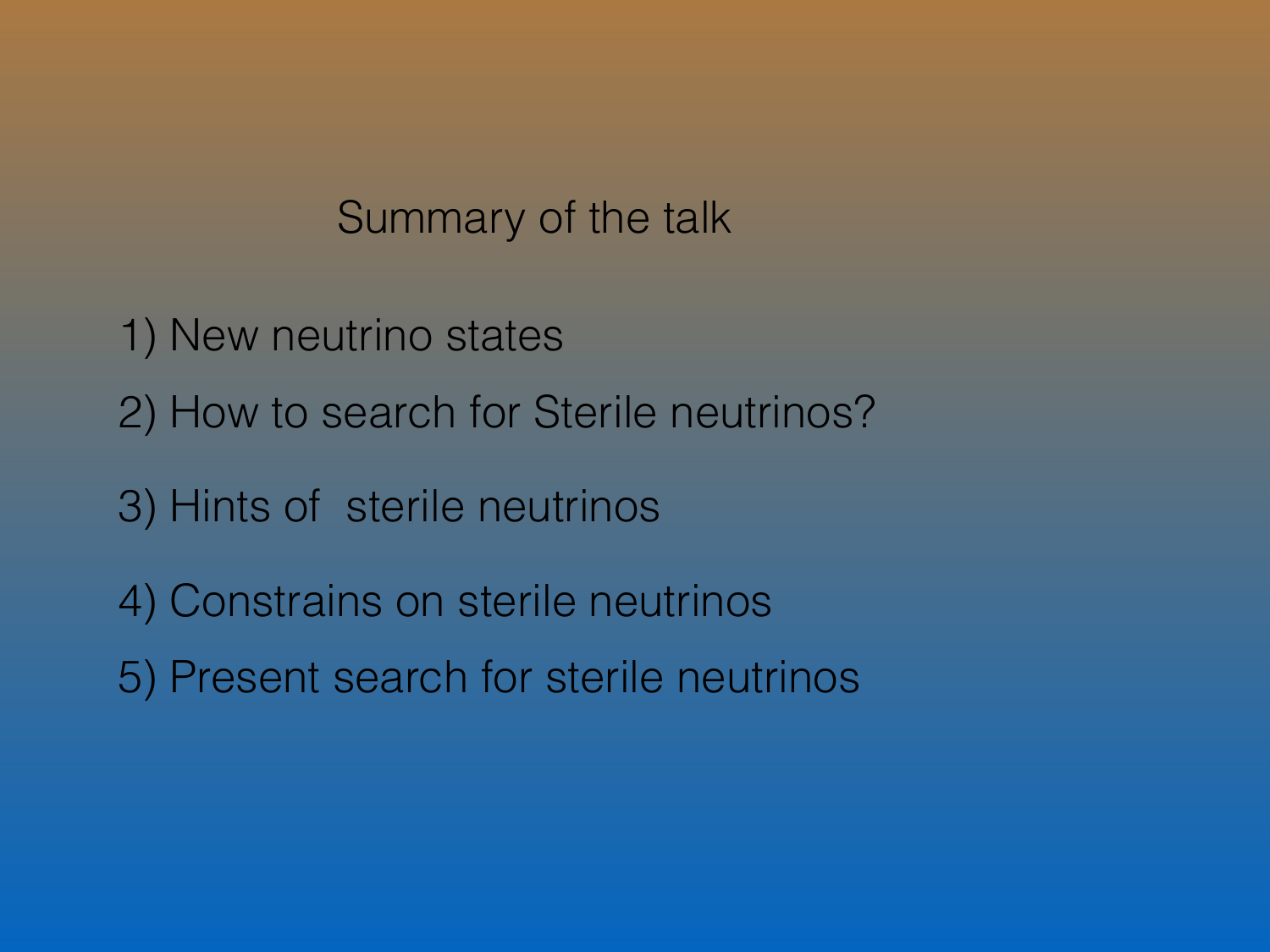## Summary of the talk

1) New neutrino states

2) How to search for Sterile neutrinos?

3) Hints of  sterile neutrinos

4) Constrains on sterile neutrinos

5) Present search for sterile neutrinos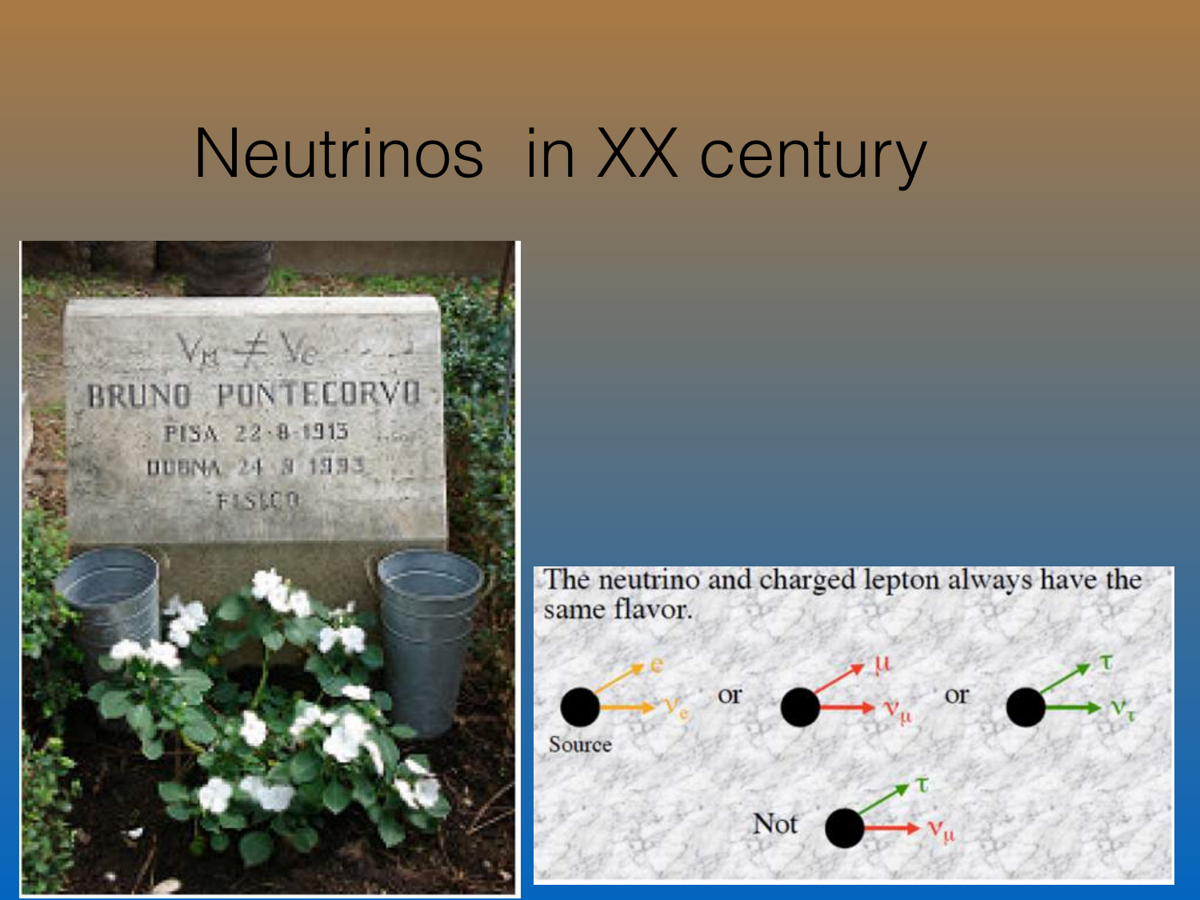# Neutrinos in XX century

$\nu_\mu \neq \nu_e$

BRUNO PONTECORVO

PISA 22-8-1913

DUBNA 24-9-1993

FISICO

The neutrino and charged lepton always have the same flavor.

Source — $e$, $\nu_e$ or $\mu$, $\nu_\mu$ or $\tau$, $\nu_\tau$

Not $\tau$, $\nu_\mu$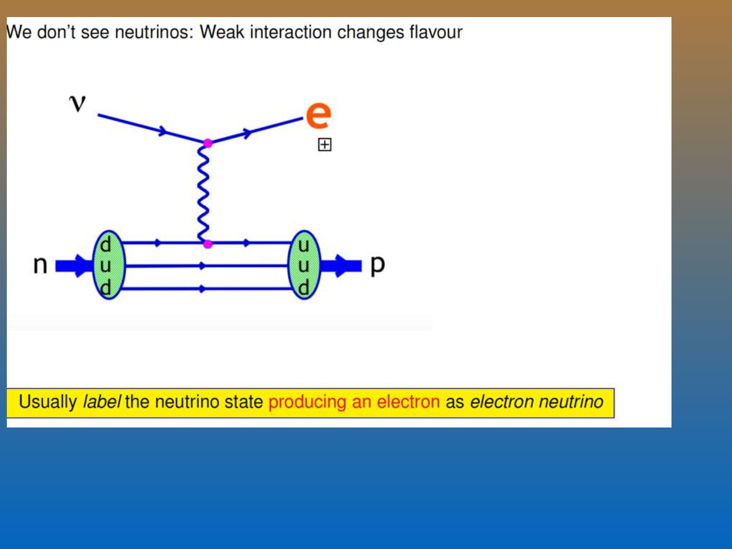We don't see neutrinos: Weak interaction changes flavour

Usually *label* the neutrino state <span style="color:red">producing an electron</span> as *electron neutrino*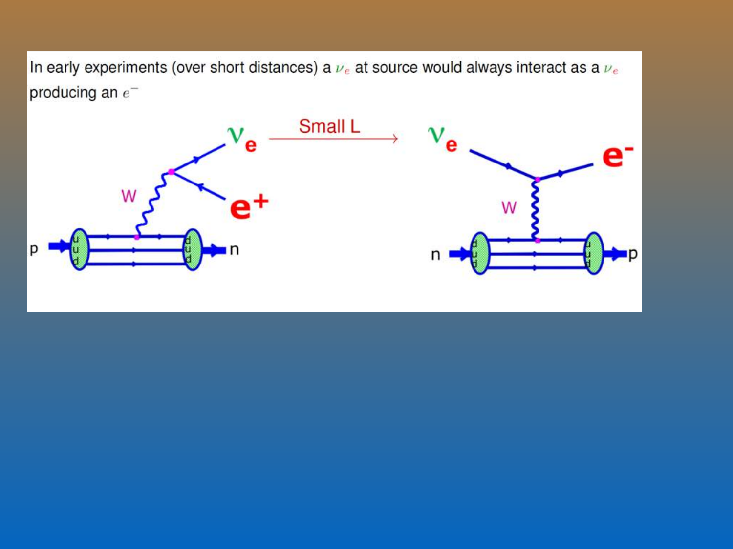In early experiments (over short distances) a $\nu_e$ at source would always interact as a $\nu_e$ producing an $e^-$

Small L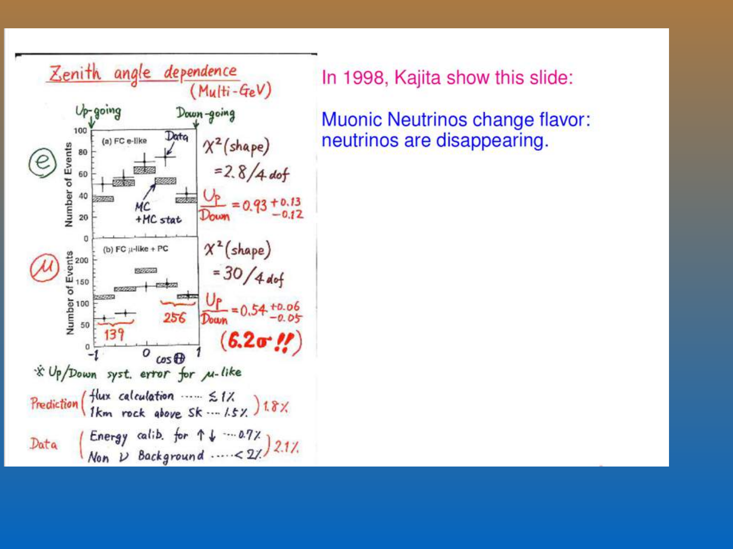In 1998, Kajita show this slide:

Muonic Neutrinos change flavor: neutrinos are disappearing.

## Zenith angle dependence (Multi-GeV)

Up-going — Down-going

(a) FC e-like — Data — MC +MC stat

$\chi^2$(shape) $= 2.8/4$ dof

$\frac{Up}{Down} = 0.93^{+0.13}_{-0.12}$

(b) FC μ-like + PC — 139 — 256

$\chi^2$(shape) $= 30/4$ dof

$\frac{Up}{Down} = 0.54^{+0.06}_{-0.05}$

**(6.2σ !!)**

$\cos\Theta$

※ Up/Down syst. error for μ-like

Prediction ( flux calculation …… ≲ 1% ; 1km rock above SK … 1.5% ) 1.8%

Data ( Energy calib. for ↑↓ …. 0.7% ; Non ν Background ….. < 2% ) 2.1%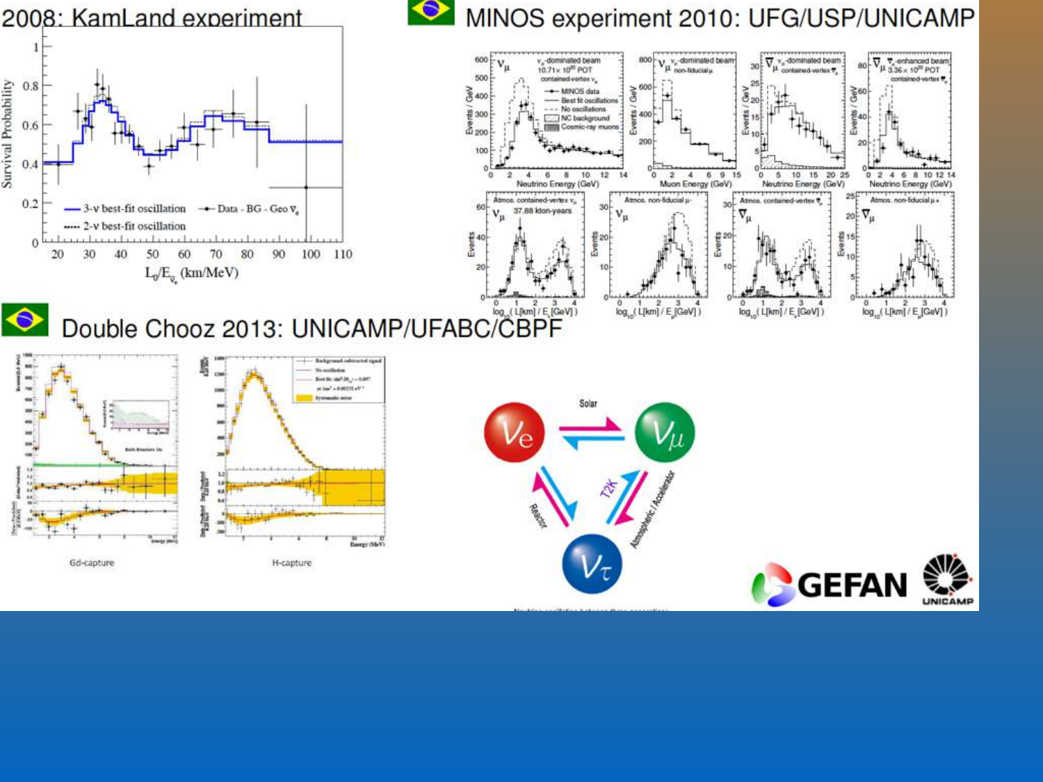## 2008: KamLand experiment

## MINOS experiment 2010: UFG/USP/UNICAMP

## Double Chooz 2013: UNICAMP/UFABC/CBPF

Gd-capture

H-capture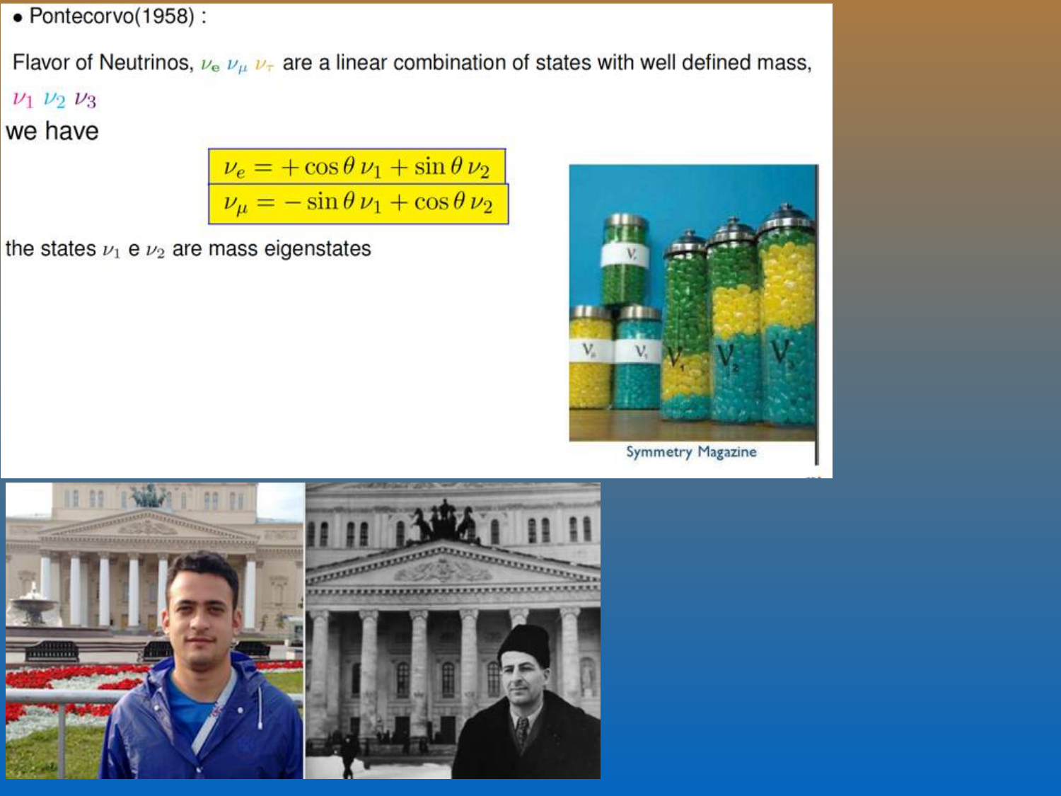- Pontecorvo(1958) :

Flavor of Neutrinos, $\nu_e$ $\nu_\mu$ $\nu_\tau$ are a linear combination of states with well defined mass, $\nu_1$ $\nu_2$ $\nu_3$

we have

$$\nu_e = +\cos\theta\,\nu_1 + \sin\theta\,\nu_2$$

$$\nu_\mu = -\sin\theta\,\nu_1 + \cos\theta\,\nu_2$$

the states $\nu_1$ e $\nu_2$ are mass eigenstates

Symmetry Magazine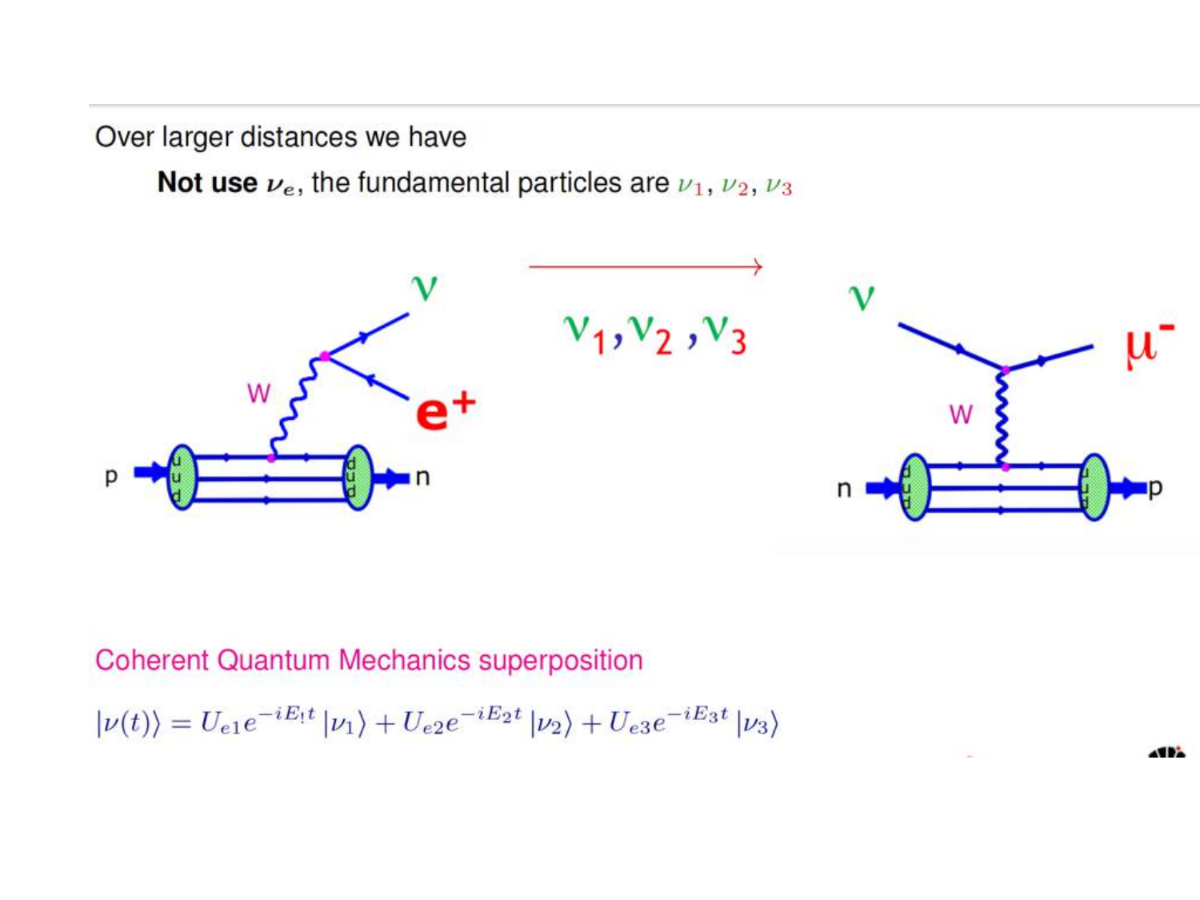Over larger distances we have

**Not use** $\nu_e$, the fundamental particles are $\nu_1, \nu_2, \nu_3$

Coherent Quantum Mechanics superposition

$$|\nu(t)\rangle = U_{e1}e^{-iE_1t}|\nu_1\rangle + U_{e2}e^{-iE_2t}|\nu_2\rangle + U_{e3}e^{-iE_3t}|\nu_3\rangle$$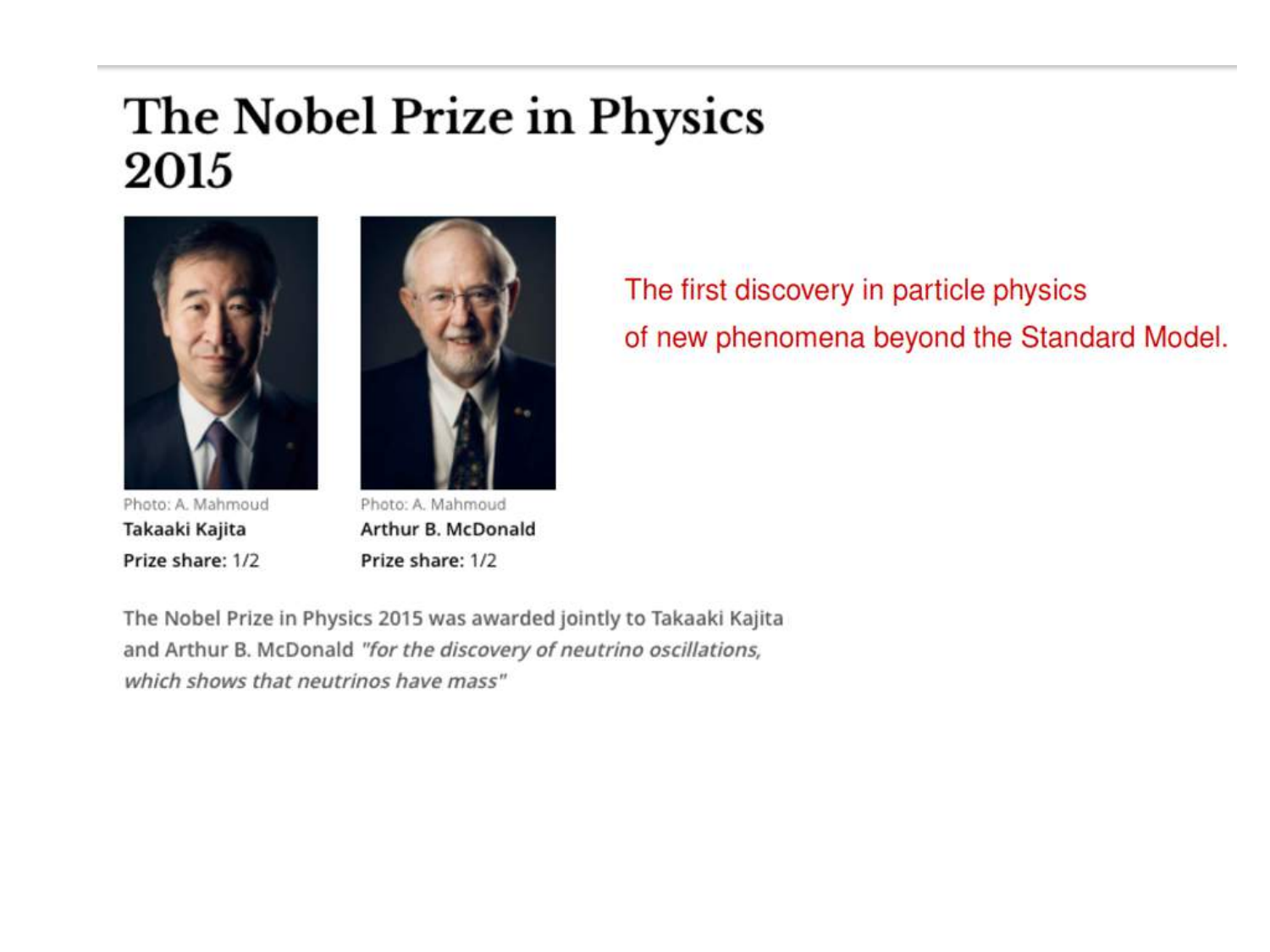# The Nobel Prize in Physics 2015

Photo: A. Mahmoud
**Takaaki Kajita**
**Prize share:** 1/2

Photo: A. Mahmoud
**Arthur B. McDonald**
**Prize share:** 1/2

The first discovery in particle physics
of new phenomena beyond the Standard Model.

The Nobel Prize in Physics 2015 was awarded jointly to Takaaki Kajita and Arthur B. McDonald *"for the discovery of neutrino oscillations, which shows that neutrinos have mass"*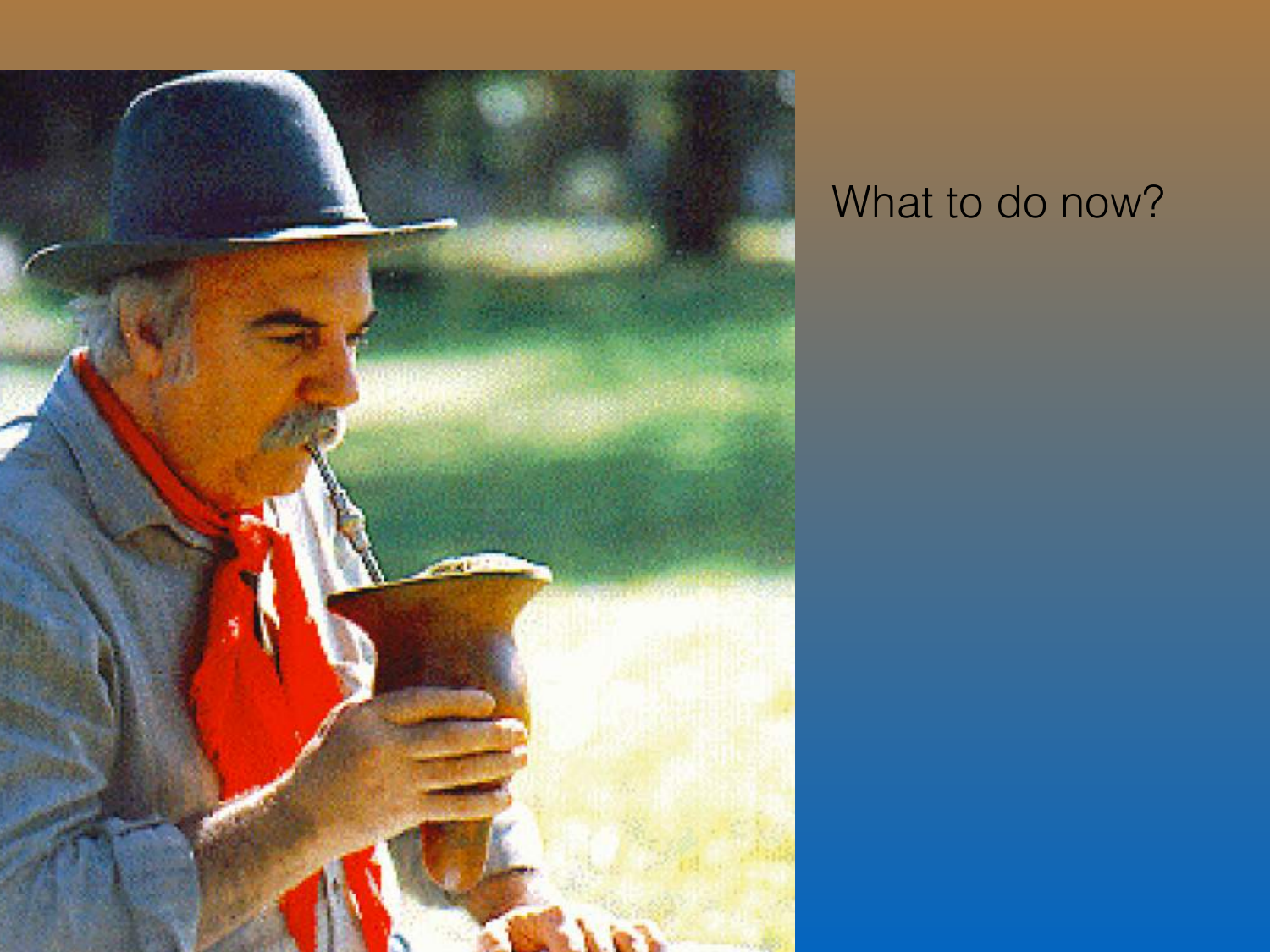What to do now?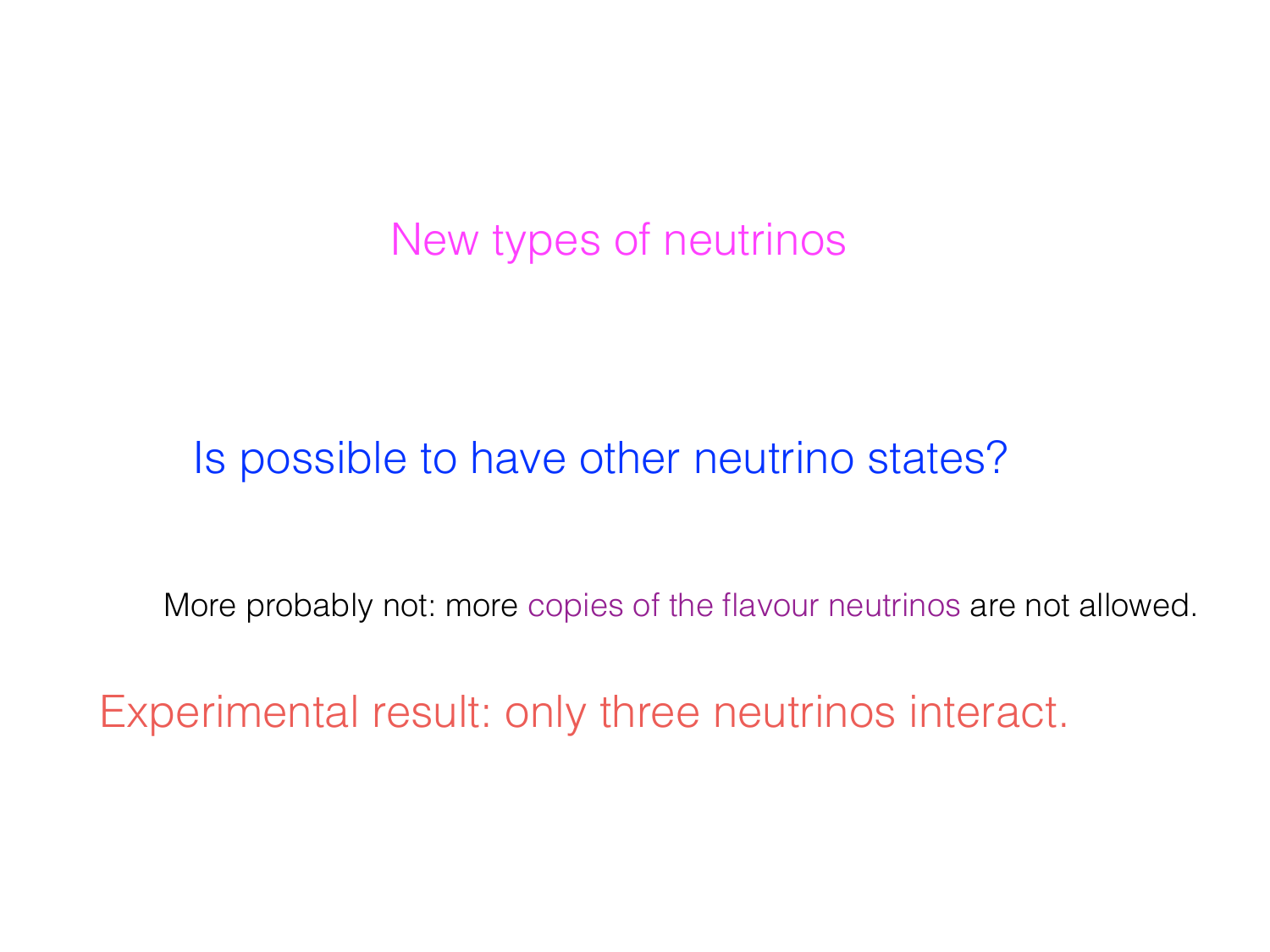# New types of neutrinos

## Is possible to have other neutrino states?

More probably not: more copies of the flavour neutrinos are not allowed.

Experimental result: only three neutrinos interact.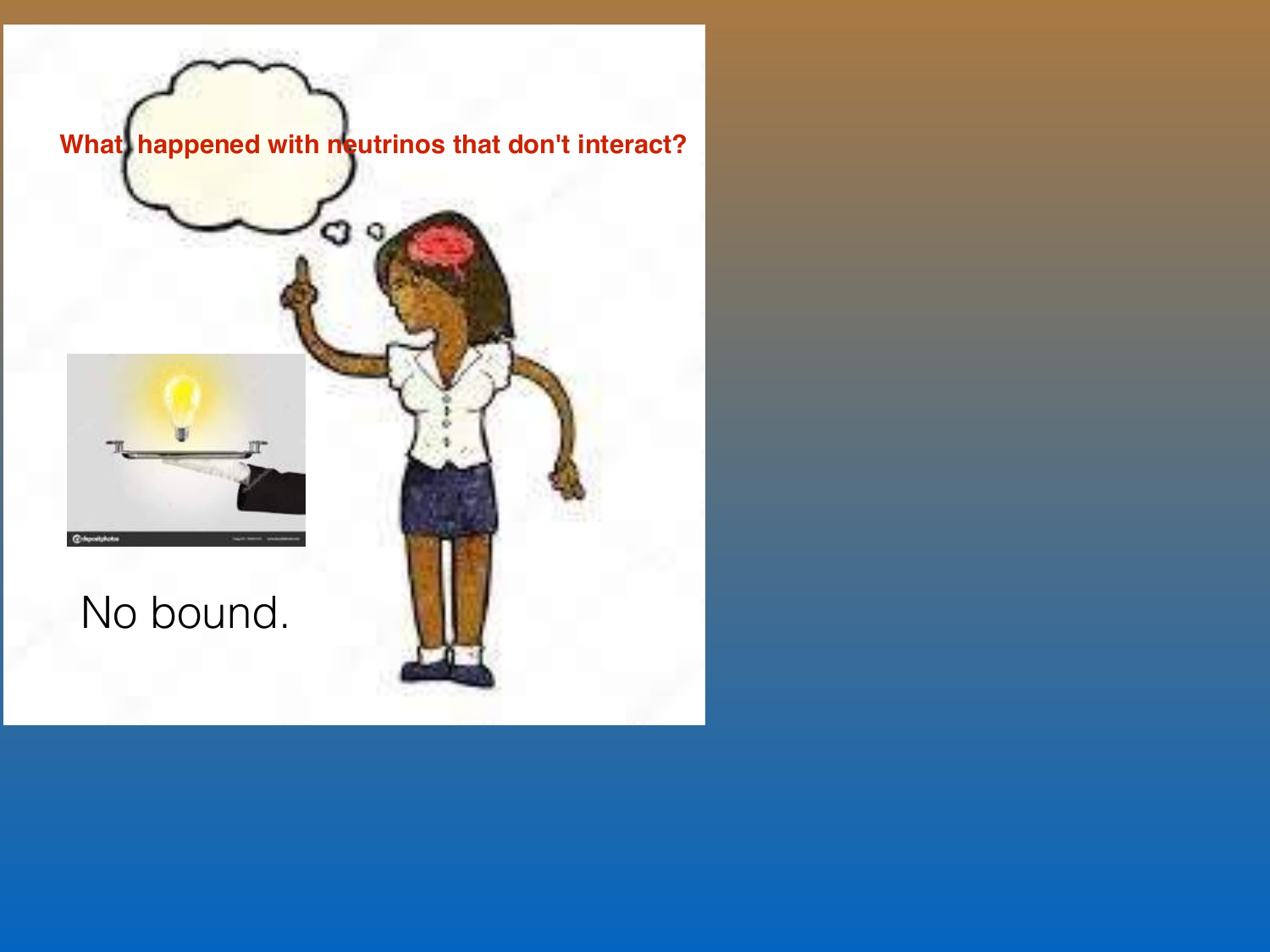What happened with neutrinos that don't interact?

No bound.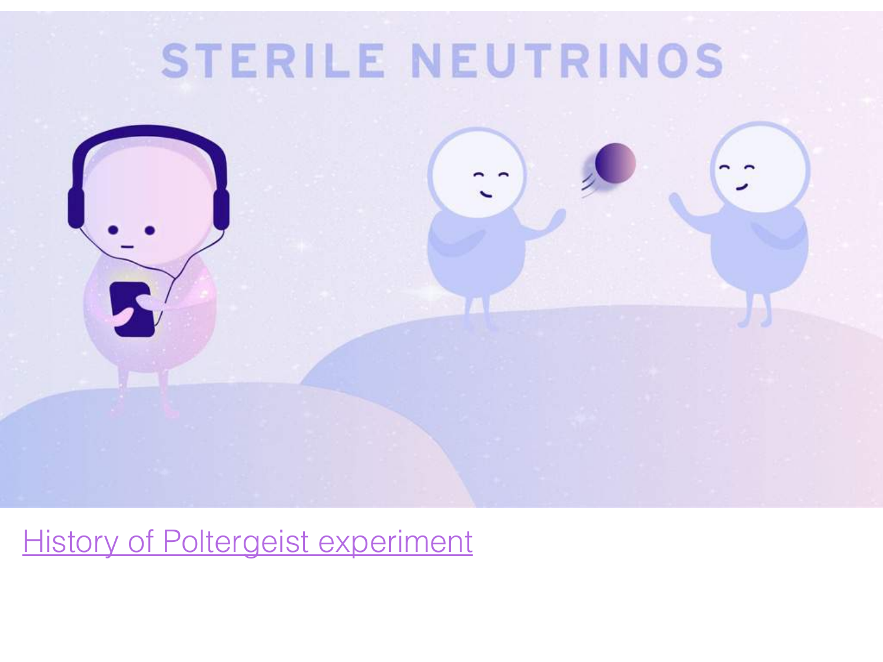STERILE NEUTRINOS

History of Poltergeist experiment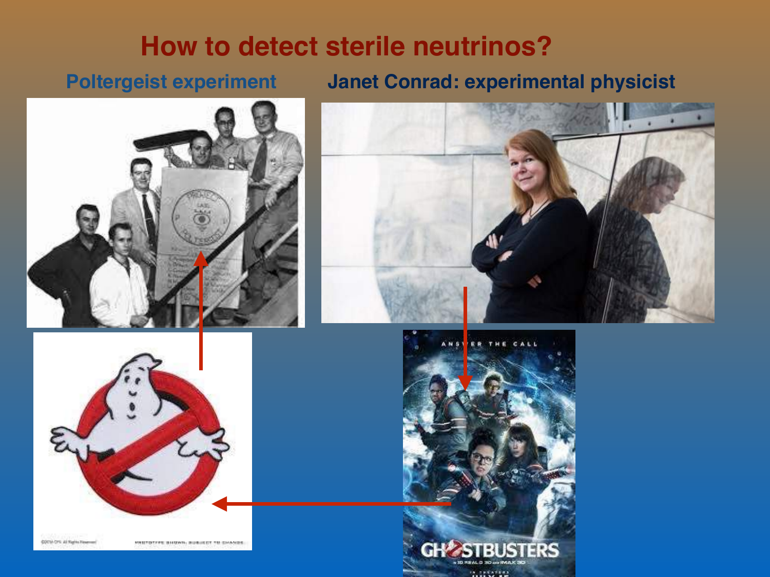# How to detect sterile neutrinos?

**Poltergeist experiment**

**Janet Conrad: experimental physicist**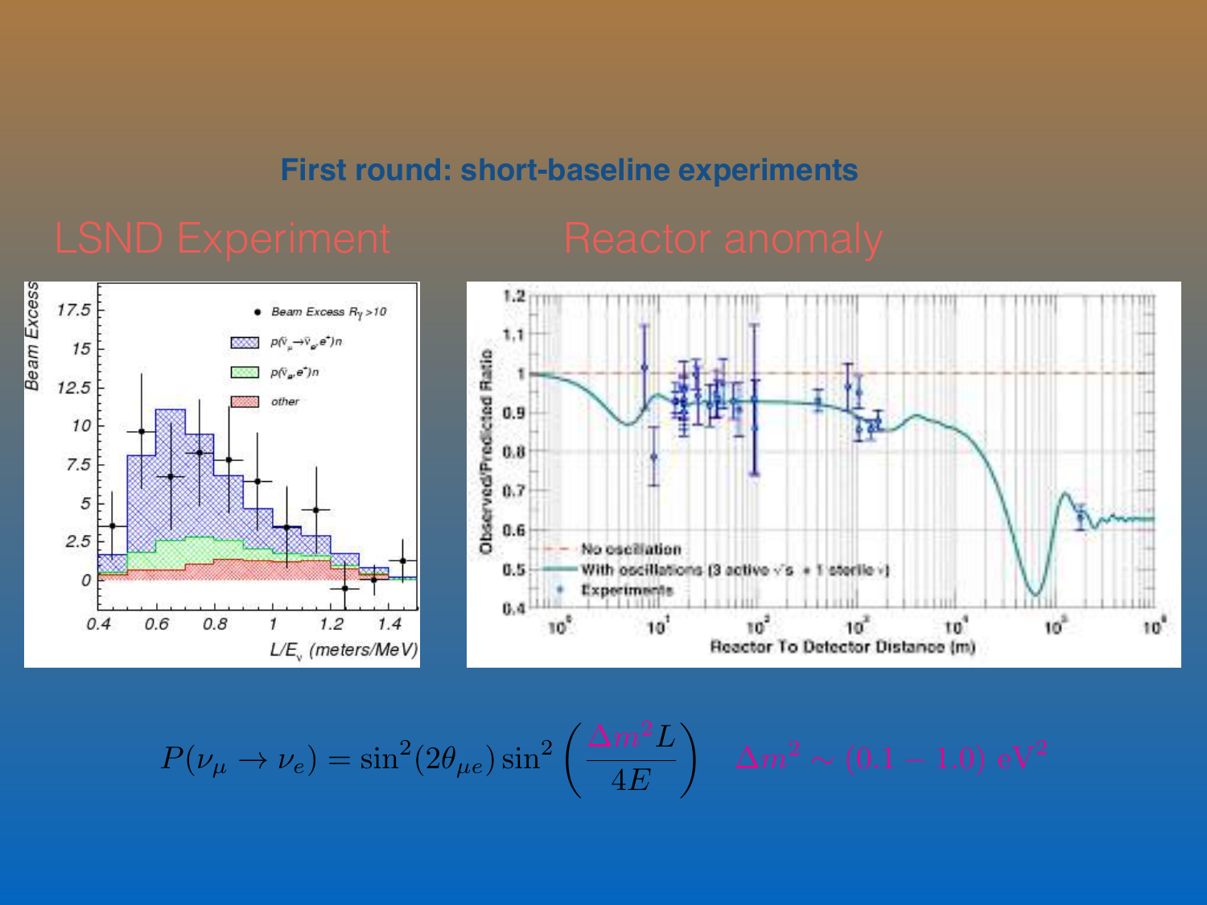## First round: short-baseline experiments

### LSND Experiment

### Reactor anomaly

$$P(\nu_\mu \to \nu_e) = \sin^2(2\theta_{\mu e}) \sin^2\left(\frac{\Delta m^2 L}{4E}\right) \quad \Delta m^2 \sim (0.1 - 1.0)\ \mathrm{eV}^2$$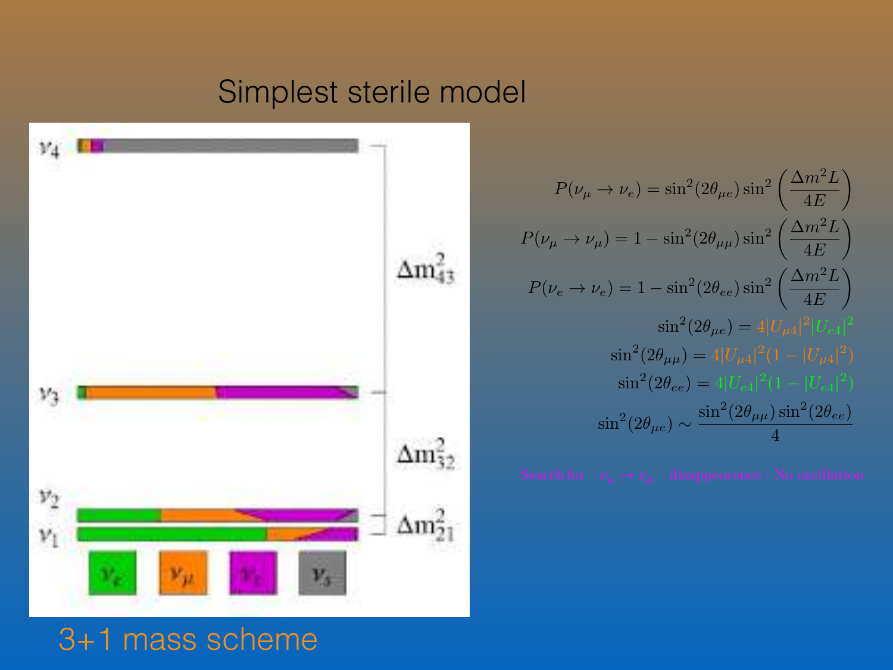# Simplest sterile model

$\nu_4$

$\nu_3$

$\nu_2$

$\nu_1$

$\Delta m^2_{43}$

$\Delta m^2_{32}$

$\Delta m^2_{21}$

$\nu_e$ $\nu_\mu$ $\nu_\tau$ $\nu_s$

3+1 mass scheme

$$P(\nu_\mu \to \nu_e) = \sin^2(2\theta_{\mu e}) \sin^2\left(\frac{\Delta m^2 L}{4E}\right)$$

$$P(\nu_\mu \to \nu_\mu) = 1 - \sin^2(2\theta_{\mu\mu}) \sin^2\left(\frac{\Delta m^2 L}{4E}\right)$$

$$P(\nu_e \to \nu_e) = 1 - \sin^2(2\theta_{ee}) \sin^2\left(\frac{\Delta m^2 L}{4E}\right)$$

$$\sin^2(2\theta_{\mu e}) = 4|U_{\mu 4}|^2|U_{e4}|^2$$

$$\sin^2(2\theta_{\mu\mu}) = 4|U_{\mu 4}|^2(1 - |U_{\mu 4}|^2)$$

$$\sin^2(2\theta_{ee}) = 4|U_{e4}|^2(1 - |U_{e4}|^2)$$

$$\sin^2(2\theta_{\mu e}) \sim \frac{\sin^2(2\theta_{\mu\mu})\sin^2(2\theta_{ee})}{4}$$

Search for $\nu_\mu \to \nu_\mu$ disappearence : No oscillation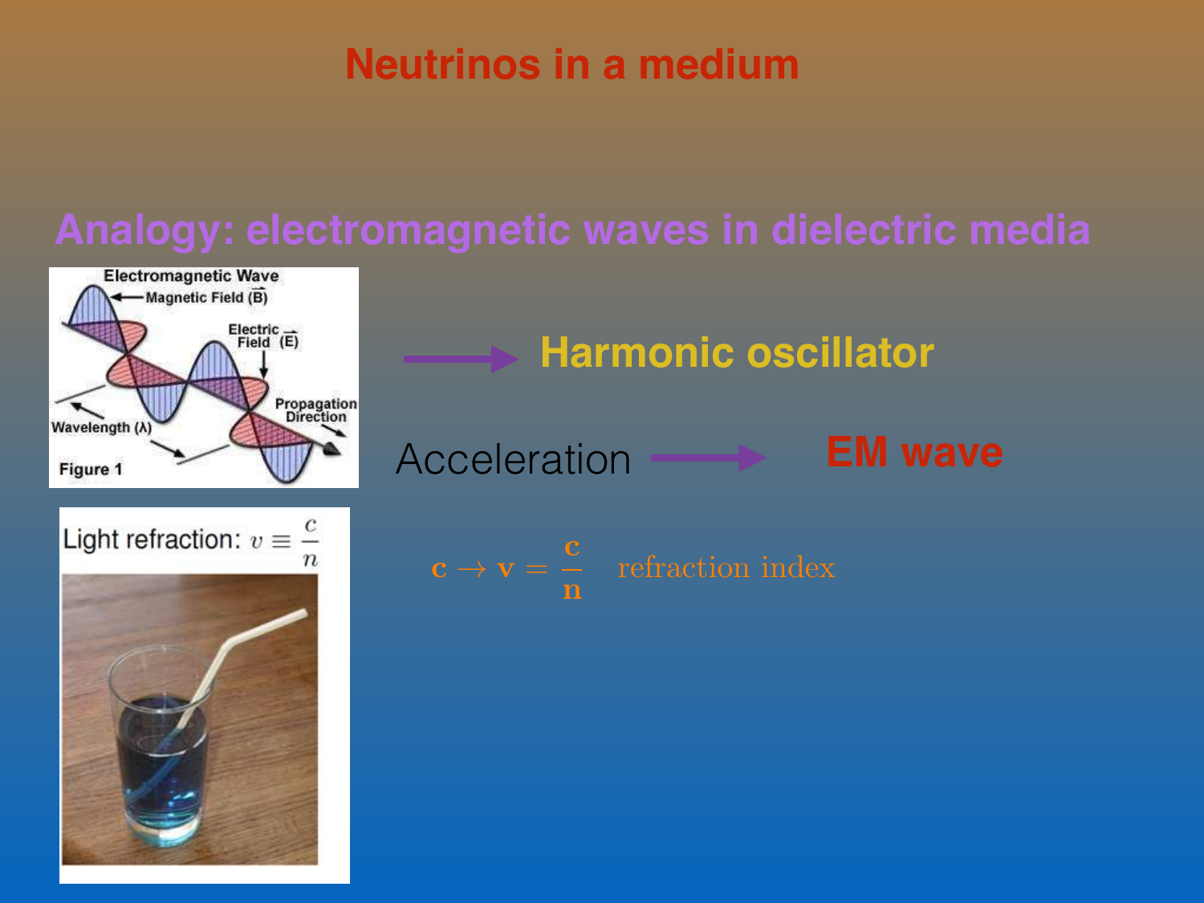# Neutrinos in a medium

## Analogy: electromagnetic waves in dielectric media

→ **Harmonic oscillator**

Acceleration → **EM wave**

$$\mathbf{c} \rightarrow \mathbf{v} = \frac{\mathbf{c}}{\mathbf{n}} \quad \text{refraction index}$$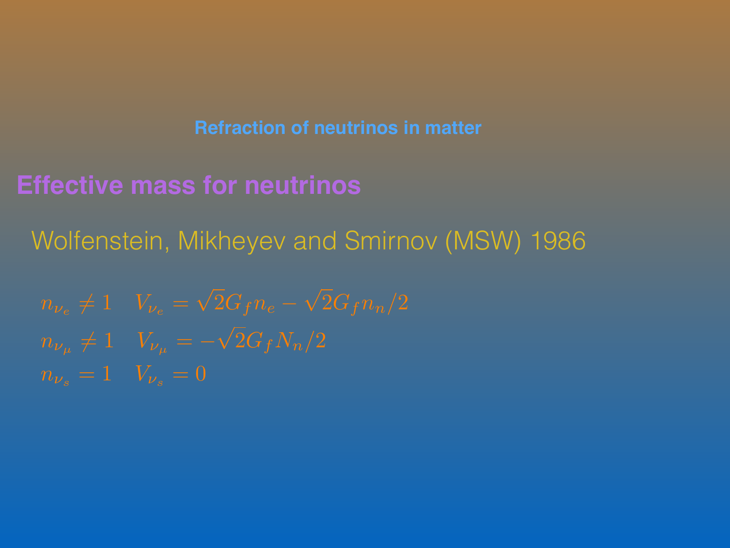## Refraction of neutrinos in matter

# Effective mass for neutrinos

Wolfenstein, Mikheyev and Smirnov (MSW) 1986

$$n_{\nu_e} \neq 1 \quad V_{\nu_e} = \sqrt{2}G_f n_e - \sqrt{2}G_f n_n/2$$

$$n_{\nu_\mu} \neq 1 \quad V_{\nu_\mu} = -\sqrt{2}G_f N_n/2$$

$$n_{\nu_s} = 1 \quad V_{\nu_s} = 0$$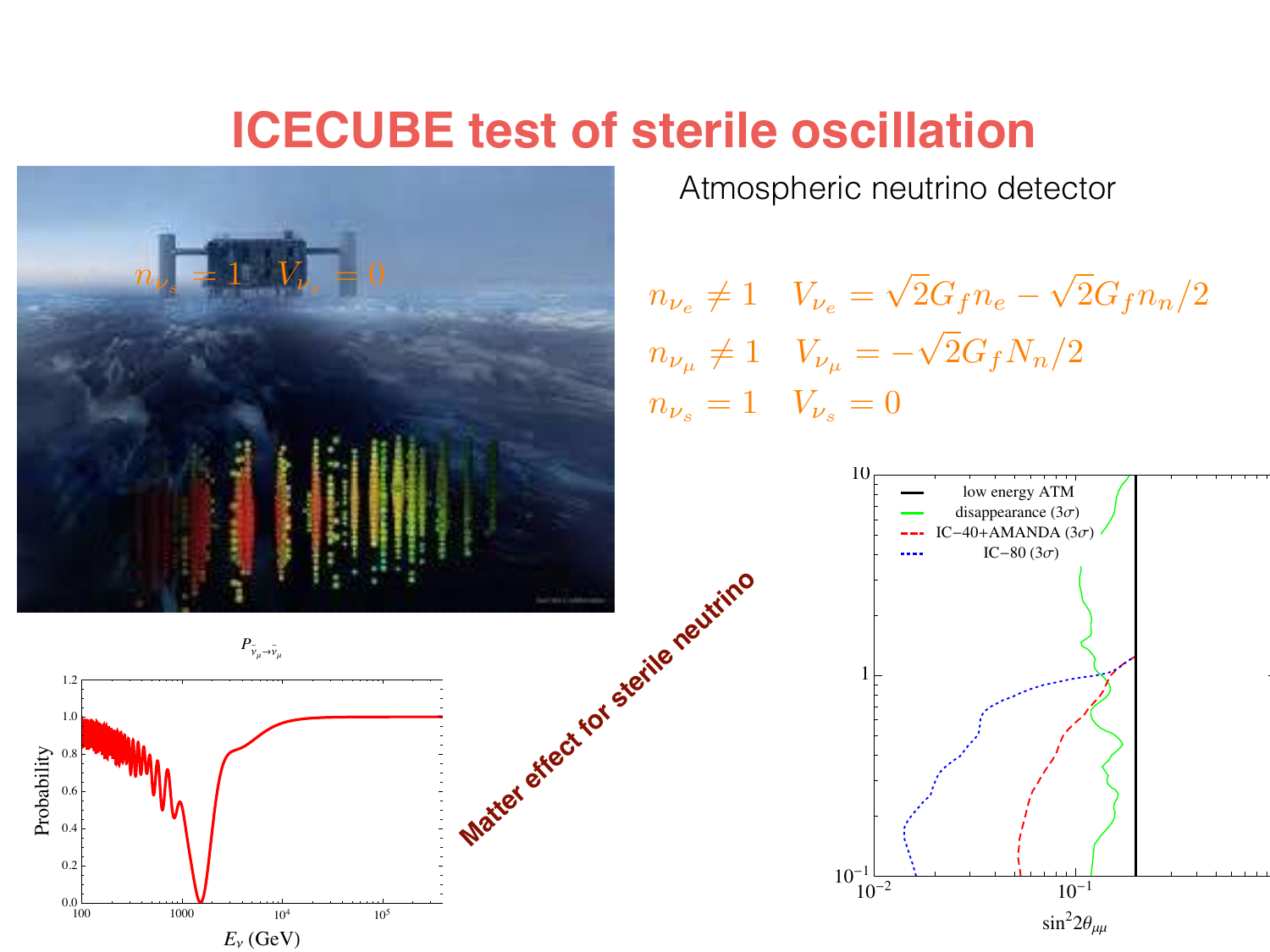# ICECUBE test of sterile oscillation

Atmospheric neutrino detector

$n_{\nu_s} = 1 \quad V_{\nu_s} = 0$

$$n_{\nu_e} \neq 1 \quad V_{\nu_e} = \sqrt{2}G_f n_e - \sqrt{2}G_f n_n/2$$

$$n_{\nu_\mu} \neq 1 \quad V_{\nu_\mu} = -\sqrt{2}G_f N_n/2$$

$$n_{\nu_s} = 1 \quad V_{\nu_s} = 0$$

**Matter effect for sterile neutrino**

$P_{\bar{\nu}_\mu \to \bar{\nu}_\mu}$

Probability vs. $E_\nu$ (GeV)

low energy ATM; disappearance ($3\sigma$); IC−40+AMANDA ($3\sigma$); IC−80 ($3\sigma$)

$\sin^2 2\theta_{\mu\mu}$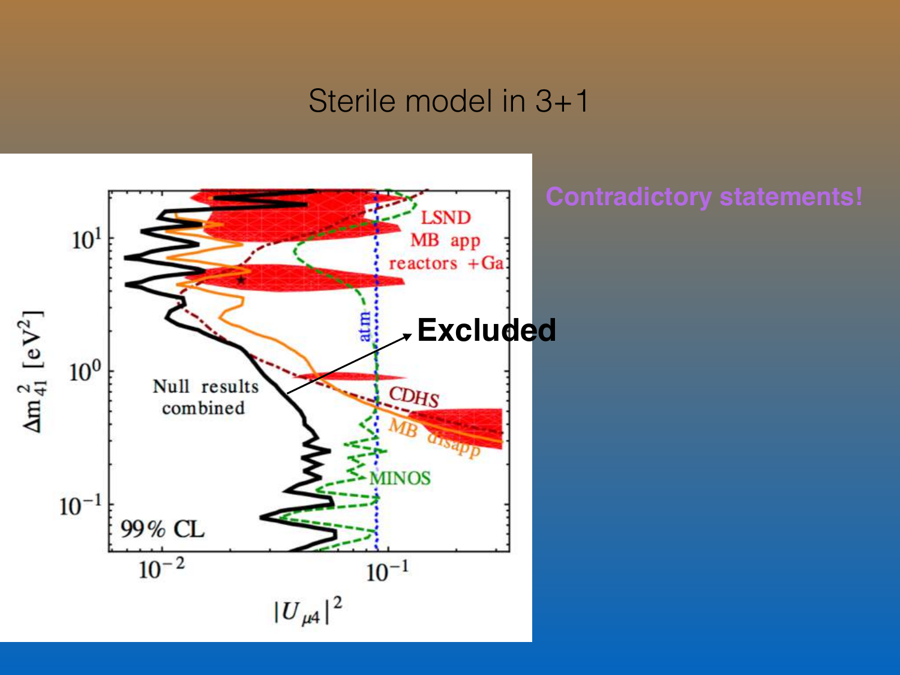# Sterile model in 3+1

**Contradictory statements!**

LSND
MB app
reactors +Ga

**Excluded**

Null results combined

CDHS

MB disapp

MINOS

atm

99% CL

$\Delta m^2_{41}$ [eV$^2$]

$|U_{\mu 4}|^2$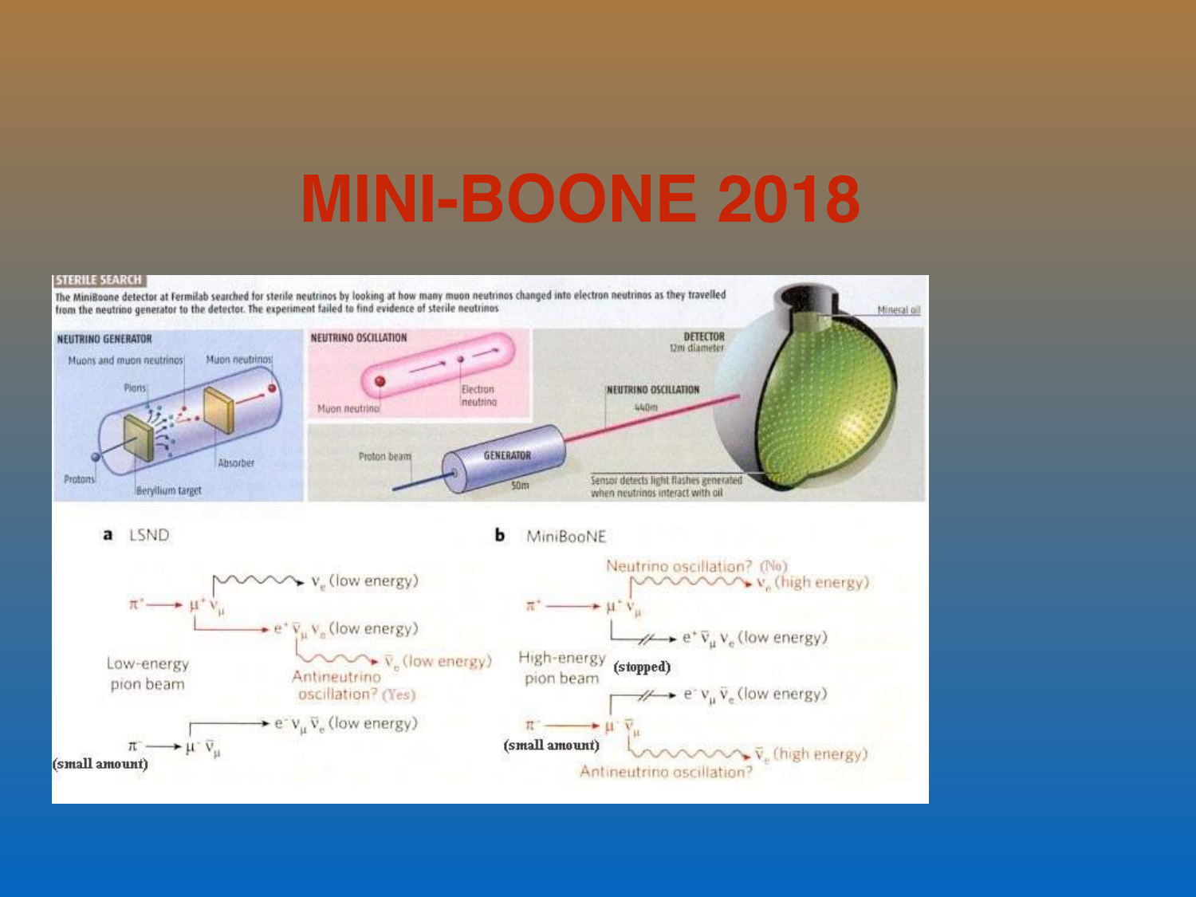# MINI-BOONE 2018

**STERILE SEARCH**

The MiniBoone detector at Fermilab searched for sterile neutrinos by looking at how many muon neutrinos changed into electron neutrinos as they travelled from the neutrino generator to the detector. The experiment failed to find evidence of sterile neutrinos

NEUTRINO GENERATOR

Muons and muon neutrinos | Muon neutrinos | Pions | Absorber | Protons | Beryllium target

NEUTRINO OSCILLATION

Muon neutrino | Electron neutrino

Proton beam | GENERATOR | 50m

NEUTRINO OSCILLATION | 440m

DETECTOR | 12m diameter | Mineral oil

Sensor detects light flashes generated when neutrinos interact with oil

**a** LSND

$\pi^+ \rightarrow \mu^+ \nu_\mu$; $\nu_e$ (low energy); $e^+ \bar{\nu}_\mu \nu_e$ (low energy); $\bar{\nu}_e$ (low energy)

Low-energy pion beam

Antineutrino oscillation? (Yes)

$\pi^- \rightarrow \mu^- \bar{\nu}_\mu$ (small amount); $e^- \nu_\mu \bar{\nu}_e$ (low energy)

**b** MiniBooNE

Neutrino oscillation? (No)

$\pi^+ \rightarrow \mu^+ \nu_\mu$; $\nu_e$ (high energy); $e^+ \bar{\nu}_\mu \nu_e$ (low energy)

High-energy pion beam (stopped)

$\pi^- \rightarrow \mu^- \bar{\nu}_\mu$ (small amount); $e^- \nu_\mu \bar{\nu}_e$ (low energy); $\bar{\nu}_e$ (high energy)

Antineutrino oscillation?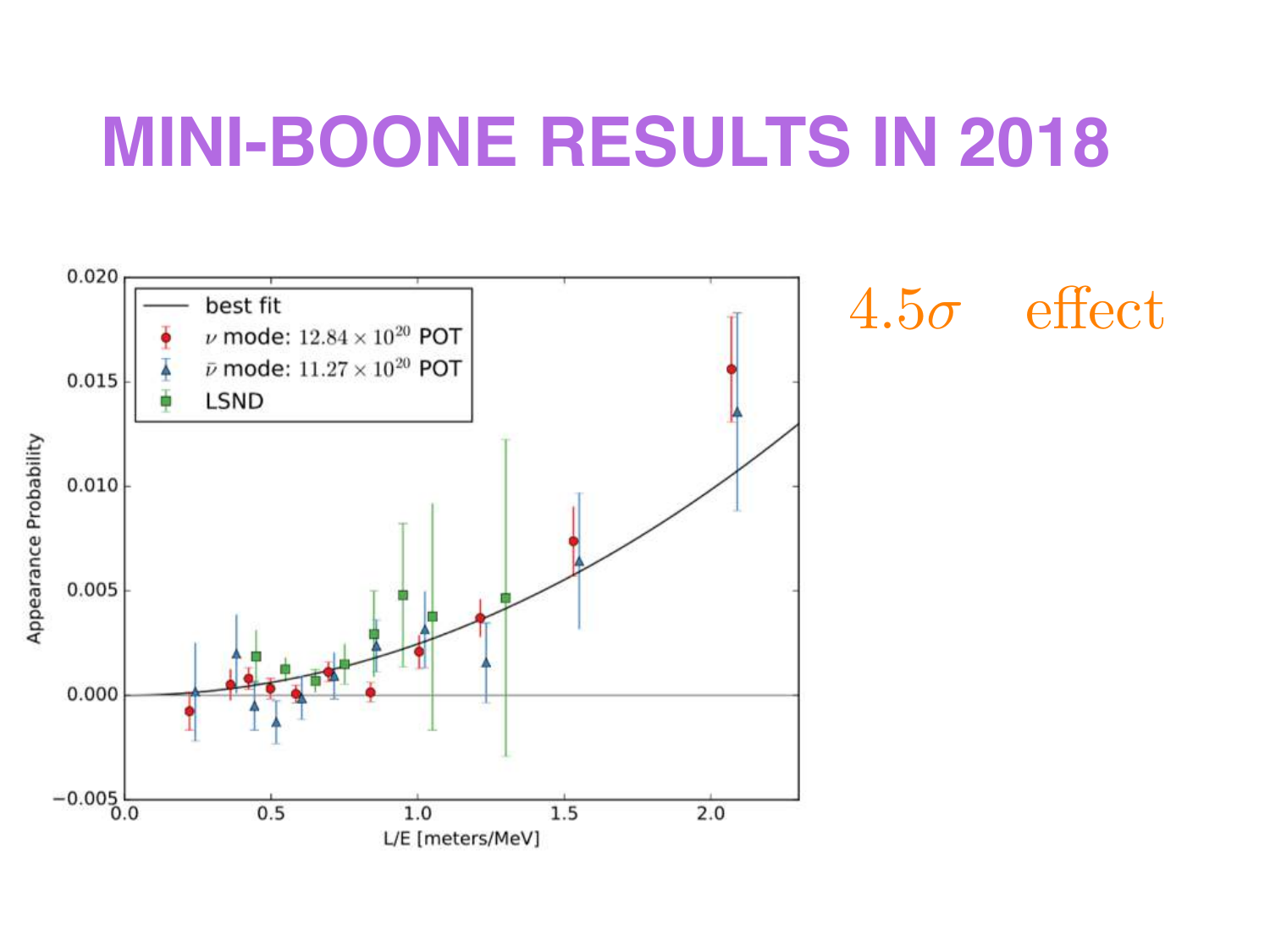# MINI-BOONE RESULTS IN 2018

$4.5\sigma$ effect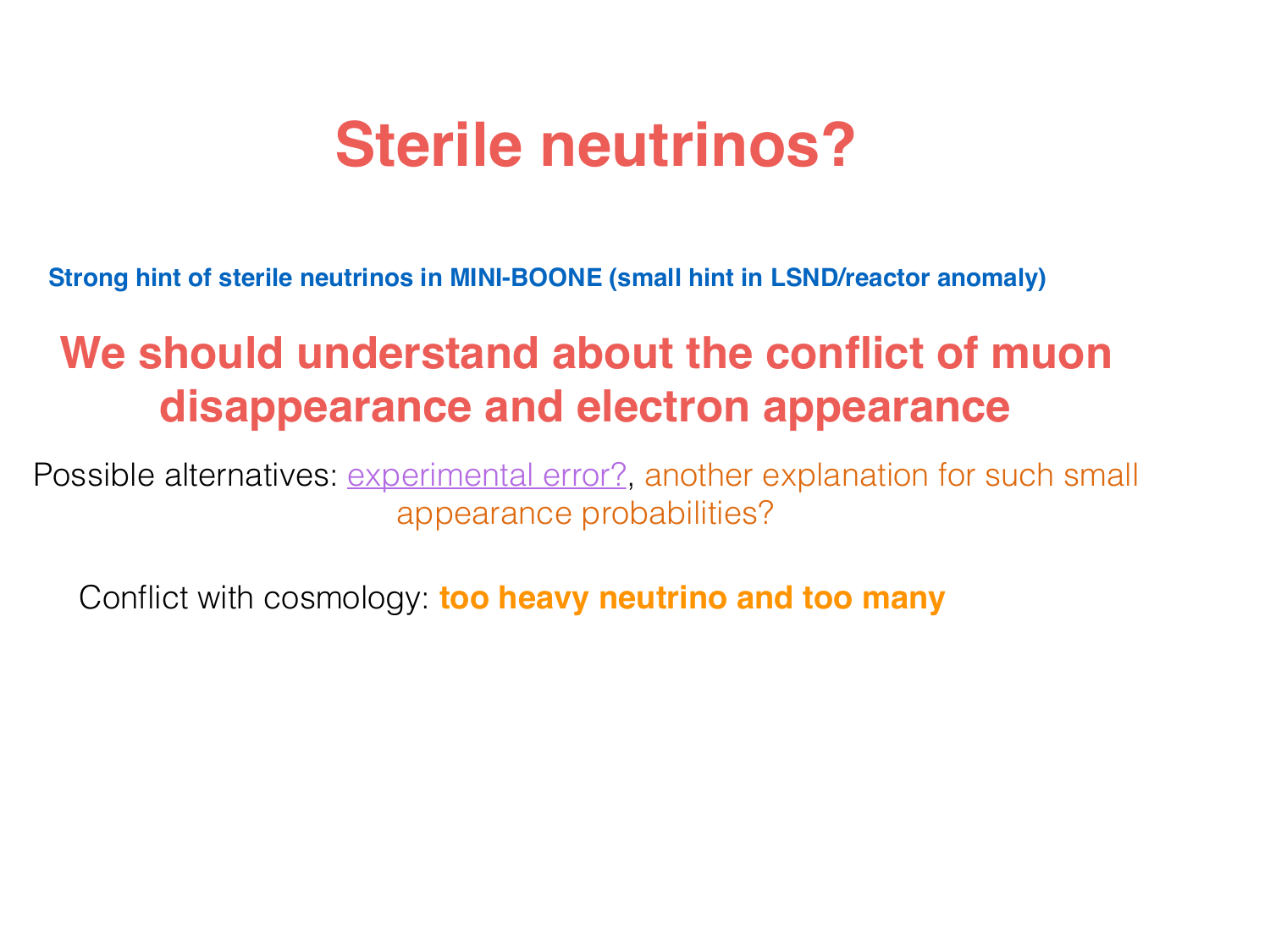# Sterile neutrinos?

**Strong hint of sterile neutrinos in MINI-BOONE (small hint in LSND/reactor anomaly)**

## We should understand about the conflict of muon disappearance and electron appearance

Possible alternatives: experimental error?, another explanation for such small appearance probabilities?

Conflict with cosmology: **too heavy neutrino and too many**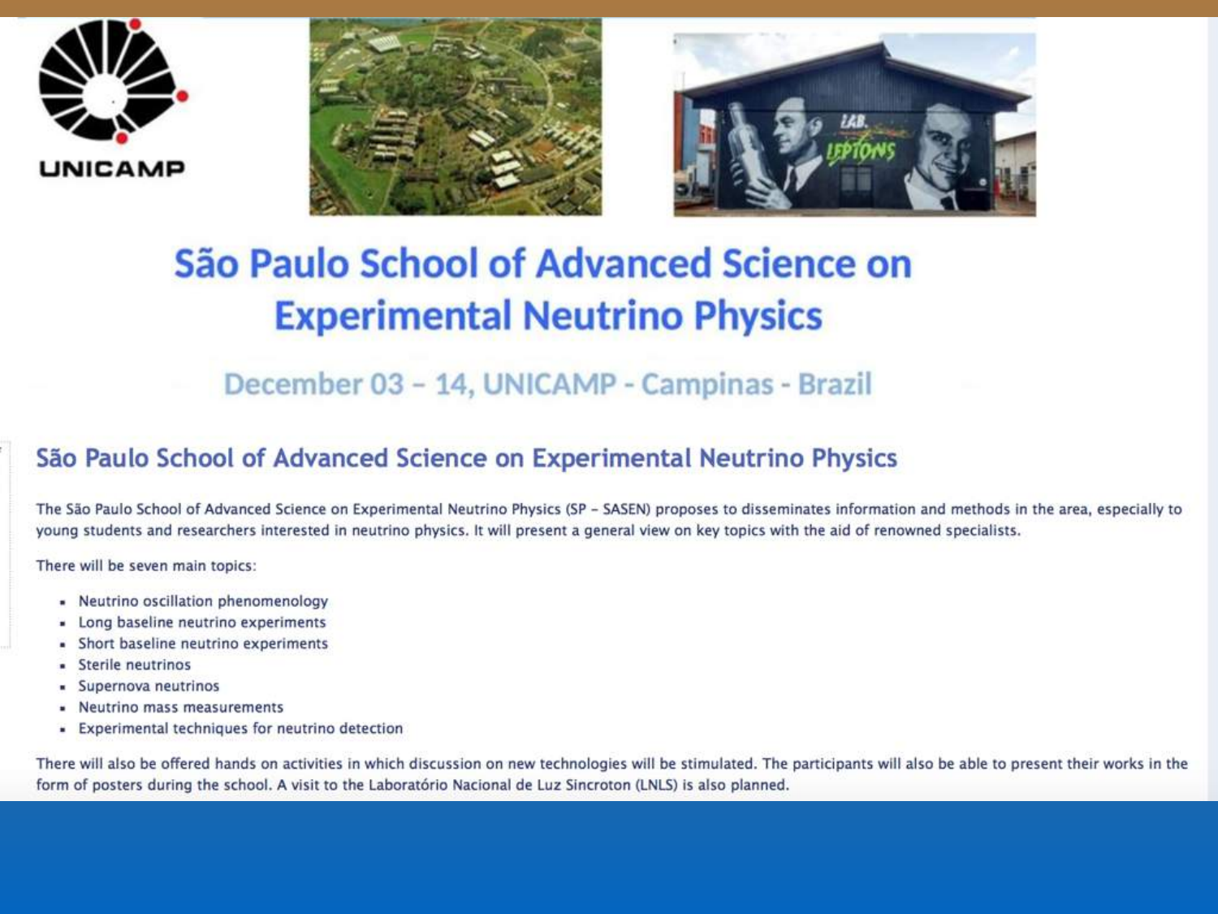UNICAMP

# São Paulo School of Advanced Science on Experimental Neutrino Physics

December 03 – 14, UNICAMP - Campinas - Brazil

## São Paulo School of Advanced Science on Experimental Neutrino Physics

The São Paulo School of Advanced Science on Experimental Neutrino Physics (SP – SASEN) proposes to disseminates information and methods in the area, especially to young students and researchers interested in neutrino physics. It will present a general view on key topics with the aid of renowned specialists.

There will be seven main topics:

- Neutrino oscillation phenomenology
- Long baseline neutrino experiments
- Short baseline neutrino experiments
- Sterile neutrinos
- Supernova neutrinos
- Neutrino mass measurements
- Experimental techniques for neutrino detection

There will also be offered hands on activities in which discussion on new technologies will be stimulated. The participants will also be able to present their works in the form of posters during the school. A visit to the Laboratório Nacional de Luz Sincroton (LNLS) is also planned.